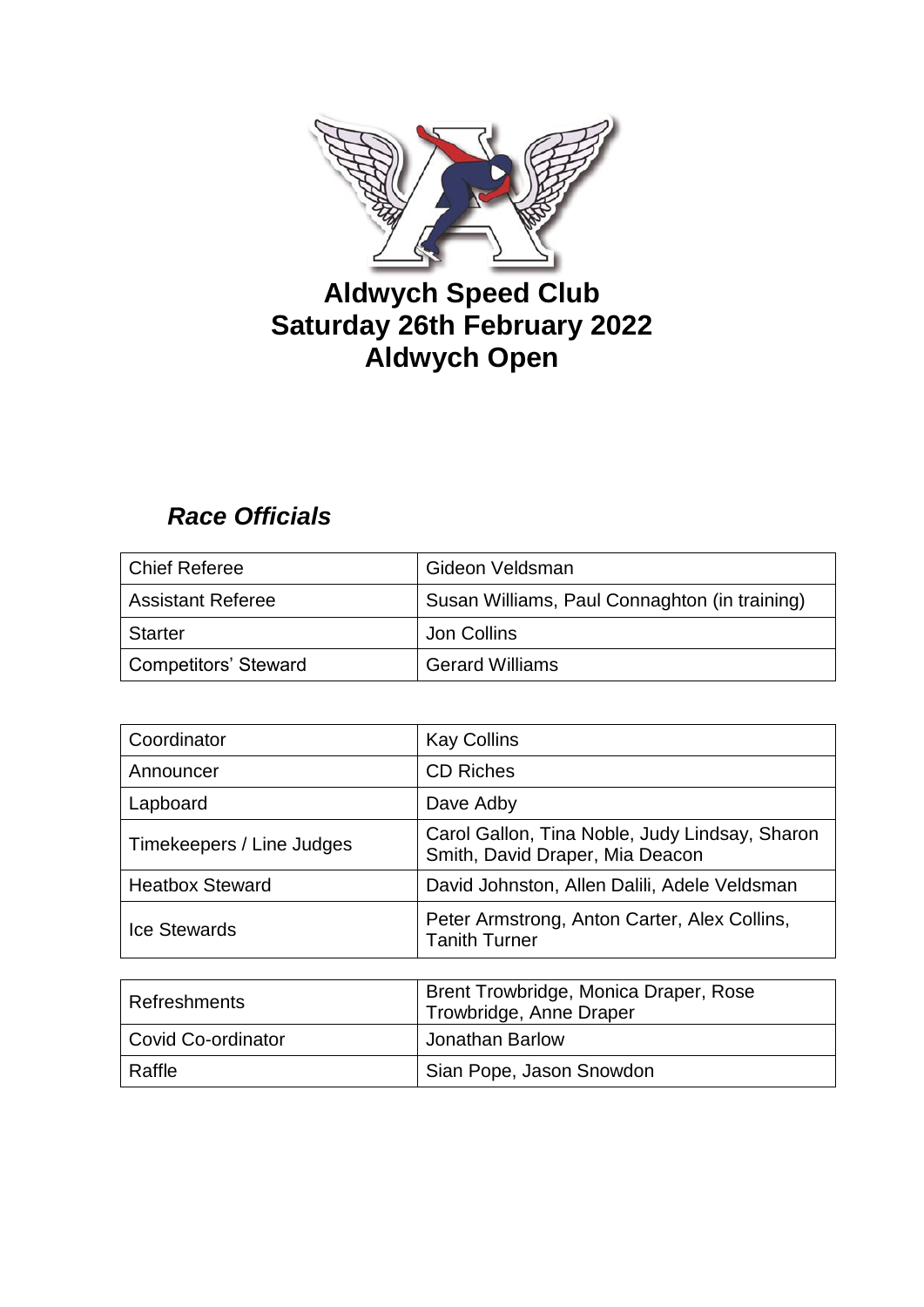# Aldwych Speed Club
# Saturday 26th February 2022
# Aldwych Open

## *Race Officials*

| Chief Referee | Gideon Veldsman |
|---|---|
| Assistant Referee | Susan Williams, Paul Connaghton (in training) |
| Starter | Jon Collins |
| Competitors' Steward | Gerard Williams |

| Coordinator | Kay Collins |
|---|---|
| Announcer | CD Riches |
| Lapboard | Dave Adby |
| Timekeepers / Line Judges | Carol Gallon, Tina Noble, Judy Lindsay, Sharon Smith, David Draper, Mia Deacon |
| Heatbox Steward | David Johnston, Allen Dalili, Adele Veldsman |
| Ice Stewards | Peter Armstrong, Anton Carter, Alex Collins, Tanith Turner |

| Refreshments | Brent Trowbridge, Monica Draper, Rose Trowbridge, Anne Draper |
|---|---|
| Covid Co-ordinator | Jonathan Barlow |
| Raffle | Sian Pope, Jason Snowdon |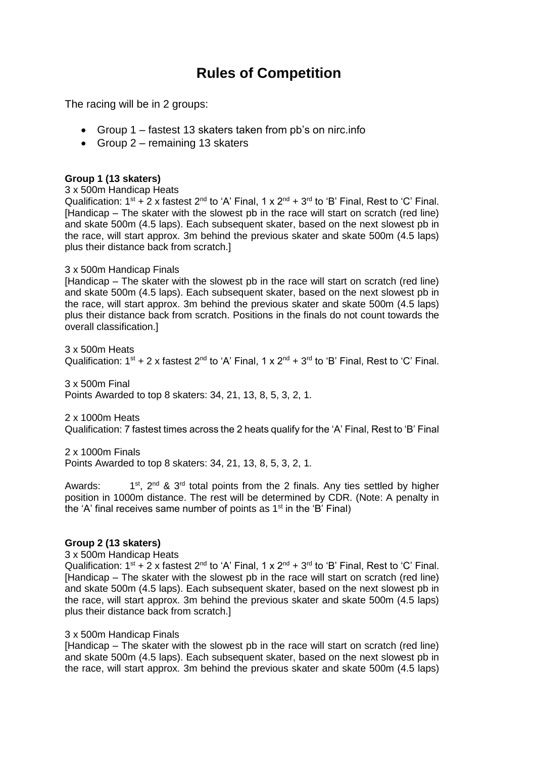# Rules of Competition

The racing will be in 2 groups:

- Group 1 – fastest 13 skaters taken from pb's on nirc.info
- Group 2 – remaining 13 skaters

**Group 1 (13 skaters)**

3 x 500m Handicap Heats

Qualification: 1st + 2 x fastest 2nd to 'A' Final, 1 x 2nd + 3rd to 'B' Final, Rest to 'C' Final. [Handicap – The skater with the slowest pb in the race will start on scratch (red line) and skate 500m (4.5 laps). Each subsequent skater, based on the next slowest pb in the race, will start approx. 3m behind the previous skater and skate 500m (4.5 laps) plus their distance back from scratch.]

3 x 500m Handicap Finals

[Handicap – The skater with the slowest pb in the race will start on scratch (red line) and skate 500m (4.5 laps). Each subsequent skater, based on the next slowest pb in the race, will start approx. 3m behind the previous skater and skate 500m (4.5 laps) plus their distance back from scratch. Positions in the finals do not count towards the overall classification.]

3 x 500m Heats

Qualification: 1st + 2 x fastest 2nd to 'A' Final, 1 x 2nd + 3rd to 'B' Final, Rest to 'C' Final.

3 x 500m Final

Points Awarded to top 8 skaters: 34, 21, 13, 8, 5, 3, 2, 1.

2 x 1000m Heats

Qualification: 7 fastest times across the 2 heats qualify for the 'A' Final, Rest to 'B' Final

2 x 1000m Finals

Points Awarded to top 8 skaters: 34, 21, 13, 8, 5, 3, 2, 1.

Awards: 1st, 2nd & 3rd total points from the 2 finals. Any ties settled by higher position in 1000m distance. The rest will be determined by CDR. (Note: A penalty in the 'A' final receives same number of points as 1st in the 'B' Final)

**Group 2 (13 skaters)**

3 x 500m Handicap Heats

Qualification: 1st + 2 x fastest 2nd to 'A' Final, 1 x 2nd + 3rd to 'B' Final, Rest to 'C' Final. [Handicap – The skater with the slowest pb in the race will start on scratch (red line) and skate 500m (4.5 laps). Each subsequent skater, based on the next slowest pb in the race, will start approx. 3m behind the previous skater and skate 500m (4.5 laps) plus their distance back from scratch.]

3 x 500m Handicap Finals

[Handicap – The skater with the slowest pb in the race will start on scratch (red line) and skate 500m (4.5 laps). Each subsequent skater, based on the next slowest pb in the race, will start approx. 3m behind the previous skater and skate 500m (4.5 laps)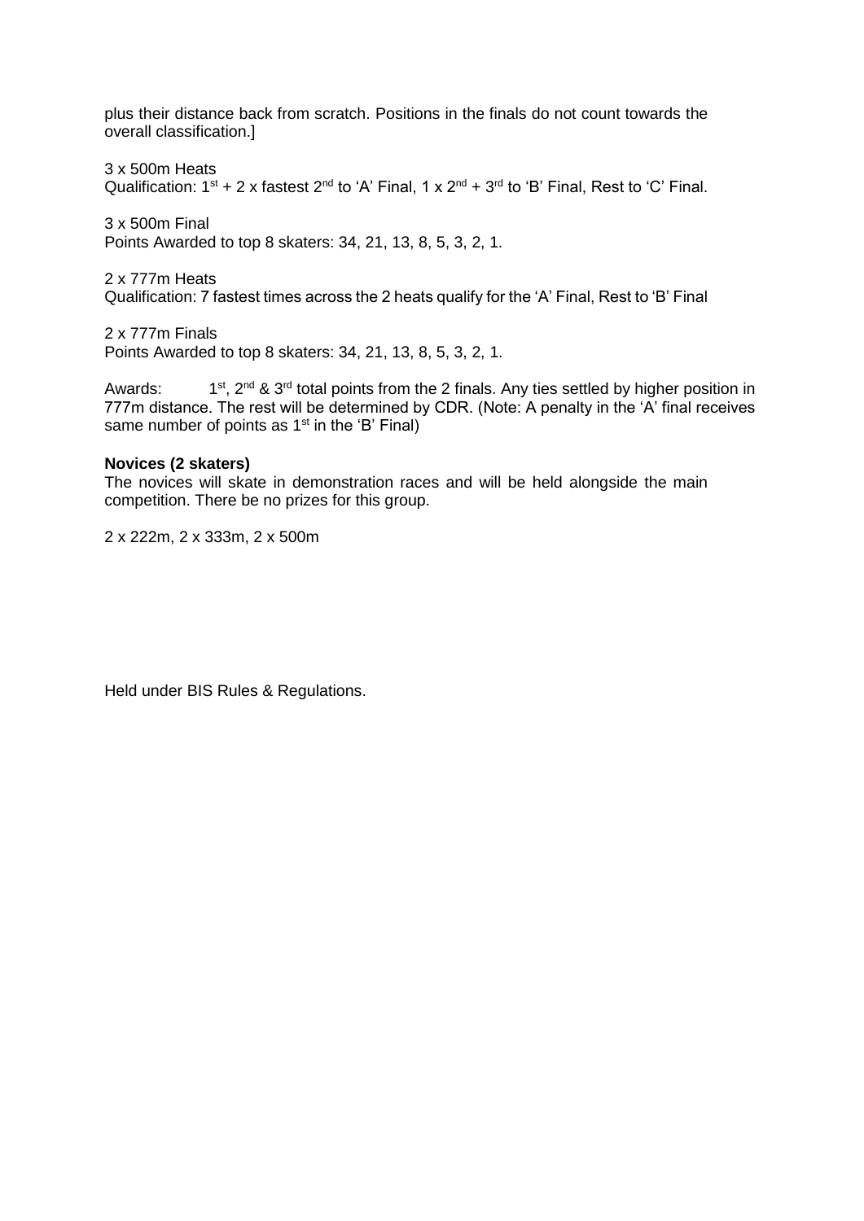plus their distance back from scratch. Positions in the finals do not count towards the overall classification.]

3 x 500m Heats
Qualification: 1st + 2 x fastest 2nd to 'A' Final, 1 x 2nd + 3rd to 'B' Final, Rest to 'C' Final.

3 x 500m Final
Points Awarded to top 8 skaters: 34, 21, 13, 8, 5, 3, 2, 1.

2 x 777m Heats
Qualification: 7 fastest times across the 2 heats qualify for the 'A' Final, Rest to 'B' Final

2 x 777m Finals
Points Awarded to top 8 skaters: 34, 21, 13, 8, 5, 3, 2, 1.

Awards: 1st, 2nd & 3rd total points from the 2 finals. Any ties settled by higher position in 777m distance. The rest will be determined by CDR. (Note: A penalty in the 'A' final receives same number of points as 1st in the 'B' Final)

**Novices (2 skaters)**
The novices will skate in demonstration races and will be held alongside the main competition. There be no prizes for this group.

2 x 222m, 2 x 333m, 2 x 500m

Held under BIS Rules & Regulations.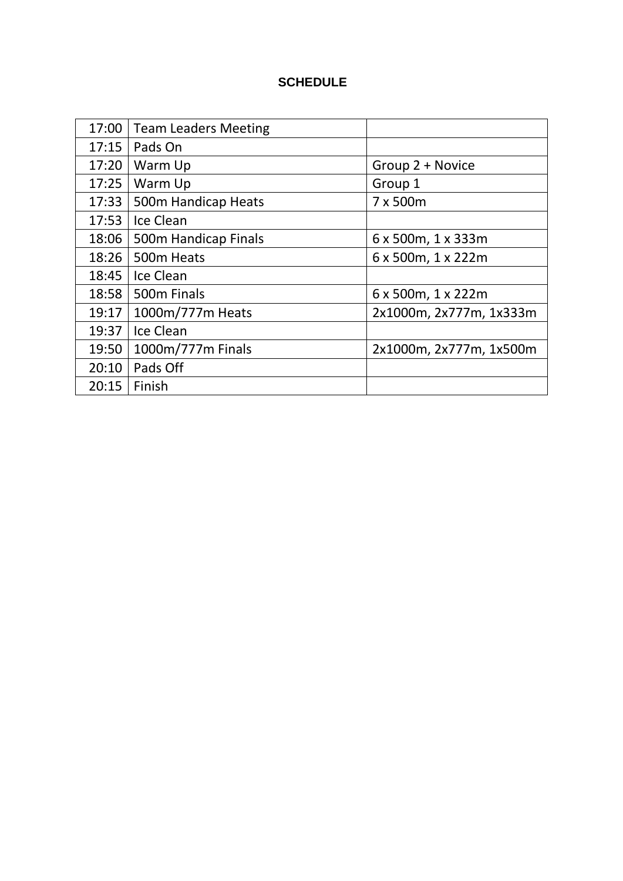# SCHEDULE

| | | |
|---|---|---|
| 17:00 | Team Leaders Meeting | |
| 17:15 | Pads On | |
| 17:20 | Warm Up | Group 2 + Novice |
| 17:25 | Warm Up | Group 1 |
| 17:33 | 500m Handicap Heats | 7 x 500m |
| 17:53 | Ice Clean | |
| 18:06 | 500m Handicap Finals | 6 x 500m, 1 x 333m |
| 18:26 | 500m Heats | 6 x 500m, 1 x 222m |
| 18:45 | Ice Clean | |
| 18:58 | 500m Finals | 6 x 500m, 1 x 222m |
| 19:17 | 1000m/777m Heats | 2x1000m, 2x777m, 1x333m |
| 19:37 | Ice Clean | |
| 19:50 | 1000m/777m Finals | 2x1000m, 2x777m, 1x500m |
| 20:10 | Pads Off | |
| 20:15 | Finish | |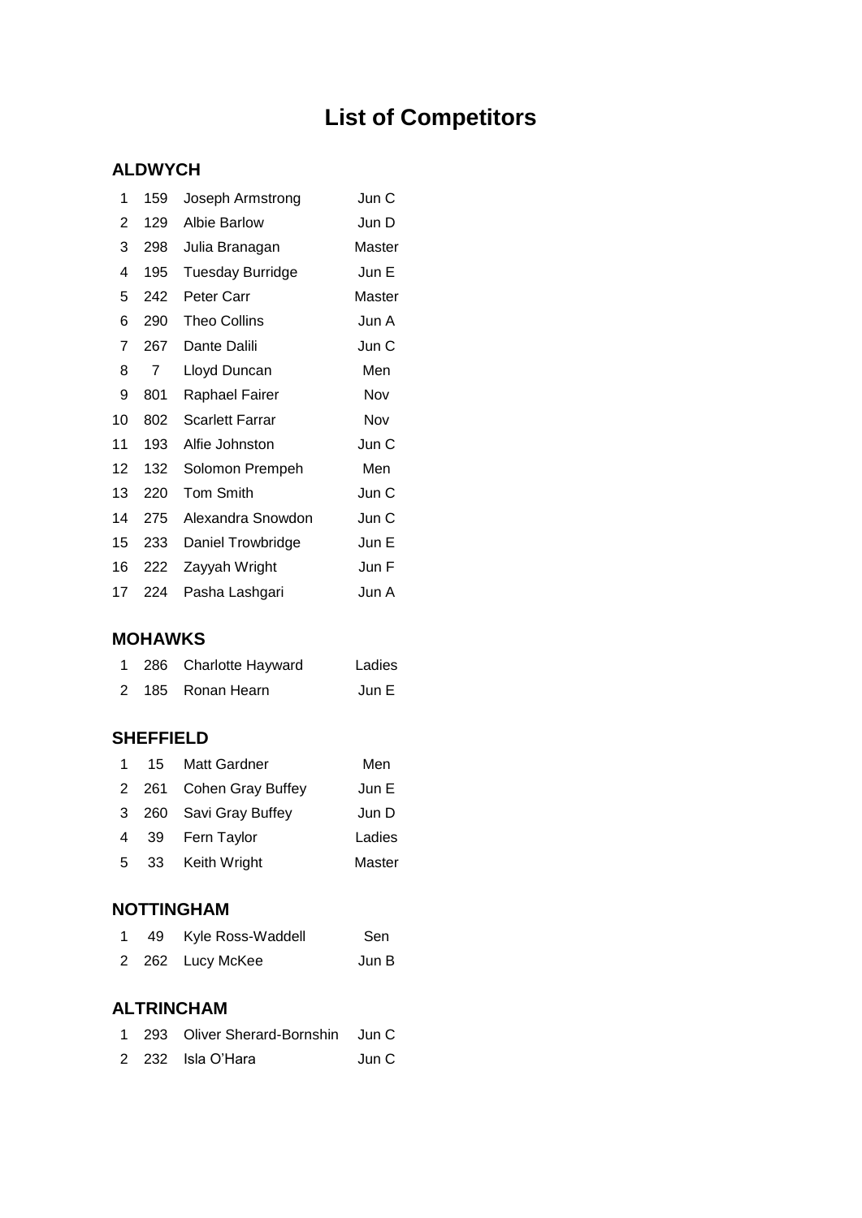# List of Competitors

## ALDWYCH

| | | | |
|---|---|---|---|
| 1 | 159 | Joseph Armstrong | Jun C |
| 2 | 129 | Albie Barlow | Jun D |
| 3 | 298 | Julia Branagan | Master |
| 4 | 195 | Tuesday Burridge | Jun E |
| 5 | 242 | Peter Carr | Master |
| 6 | 290 | Theo Collins | Jun A |
| 7 | 267 | Dante Dalili | Jun C |
| 8 | 7 | Lloyd Duncan | Men |
| 9 | 801 | Raphael Fairer | Nov |
| 10 | 802 | Scarlett Farrar | Nov |
| 11 | 193 | Alfie Johnston | Jun C |
| 12 | 132 | Solomon Prempeh | Men |
| 13 | 220 | Tom Smith | Jun C |
| 14 | 275 | Alexandra Snowdon | Jun C |
| 15 | 233 | Daniel Trowbridge | Jun E |
| 16 | 222 | Zayyah Wright | Jun F |
| 17 | 224 | Pasha Lashgari | Jun A |

## MOHAWKS

| | | | |
|---|---|---|---|
| 1 | 286 | Charlotte Hayward | Ladies |
| 2 | 185 | Ronan Hearn | Jun E |

## SHEFFIELD

| | | | |
|---|---|---|---|
| 1 | 15 | Matt Gardner | Men |
| 2 | 261 | Cohen Gray Buffey | Jun E |
| 3 | 260 | Savi Gray Buffey | Jun D |
| 4 | 39 | Fern Taylor | Ladies |
| 5 | 33 | Keith Wright | Master |

## NOTTINGHAM

| | | | |
|---|---|---|---|
| 1 | 49 | Kyle Ross-Waddell | Sen |
| 2 | 262 | Lucy McKee | Jun B |

## ALTRINCHAM

| | | | |
|---|---|---|---|
| 1 | 293 | Oliver Sherard-Bornshin | Jun C |
| 2 | 232 | Isla O'Hara | Jun C |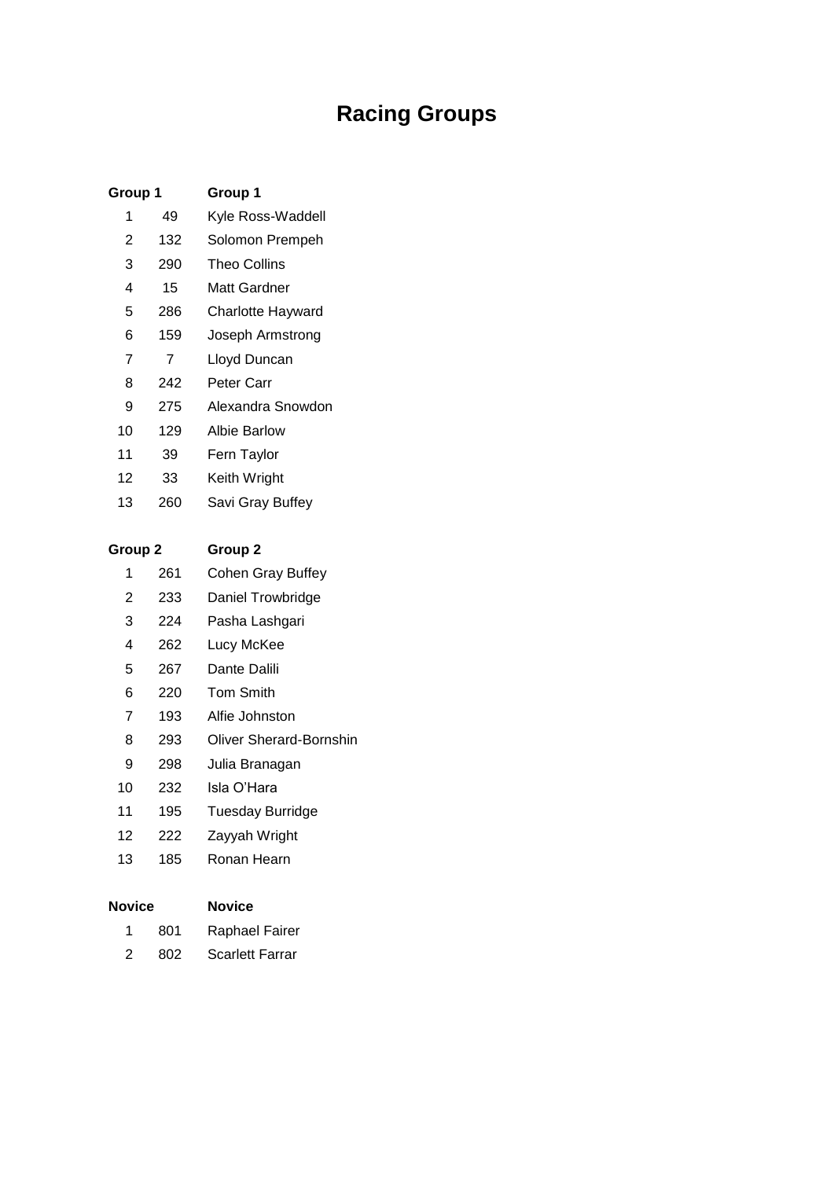# Racing Groups

| Group 1 | | Group 1 |
|---|---|---|
| 1 | 49 | Kyle Ross-Waddell |
| 2 | 132 | Solomon Prempeh |
| 3 | 290 | Theo Collins |
| 4 | 15 | Matt Gardner |
| 5 | 286 | Charlotte Hayward |
| 6 | 159 | Joseph Armstrong |
| 7 | 7 | Lloyd Duncan |
| 8 | 242 | Peter Carr |
| 9 | 275 | Alexandra Snowdon |
| 10 | 129 | Albie Barlow |
| 11 | 39 | Fern Taylor |
| 12 | 33 | Keith Wright |
| 13 | 260 | Savi Gray Buffey |

| Group 2 | | Group 2 |
|---|---|---|
| 1 | 261 | Cohen Gray Buffey |
| 2 | 233 | Daniel Trowbridge |
| 3 | 224 | Pasha Lashgari |
| 4 | 262 | Lucy McKee |
| 5 | 267 | Dante Dalili |
| 6 | 220 | Tom Smith |
| 7 | 193 | Alfie Johnston |
| 8 | 293 | Oliver Sherard-Bornshin |
| 9 | 298 | Julia Branagan |
| 10 | 232 | Isla O'Hara |
| 11 | 195 | Tuesday Burridge |
| 12 | 222 | Zayyah Wright |
| 13 | 185 | Ronan Hearn |

| Novice | | Novice |
|---|---|---|
| 1 | 801 | Raphael Fairer |
| 2 | 802 | Scarlett Farrar |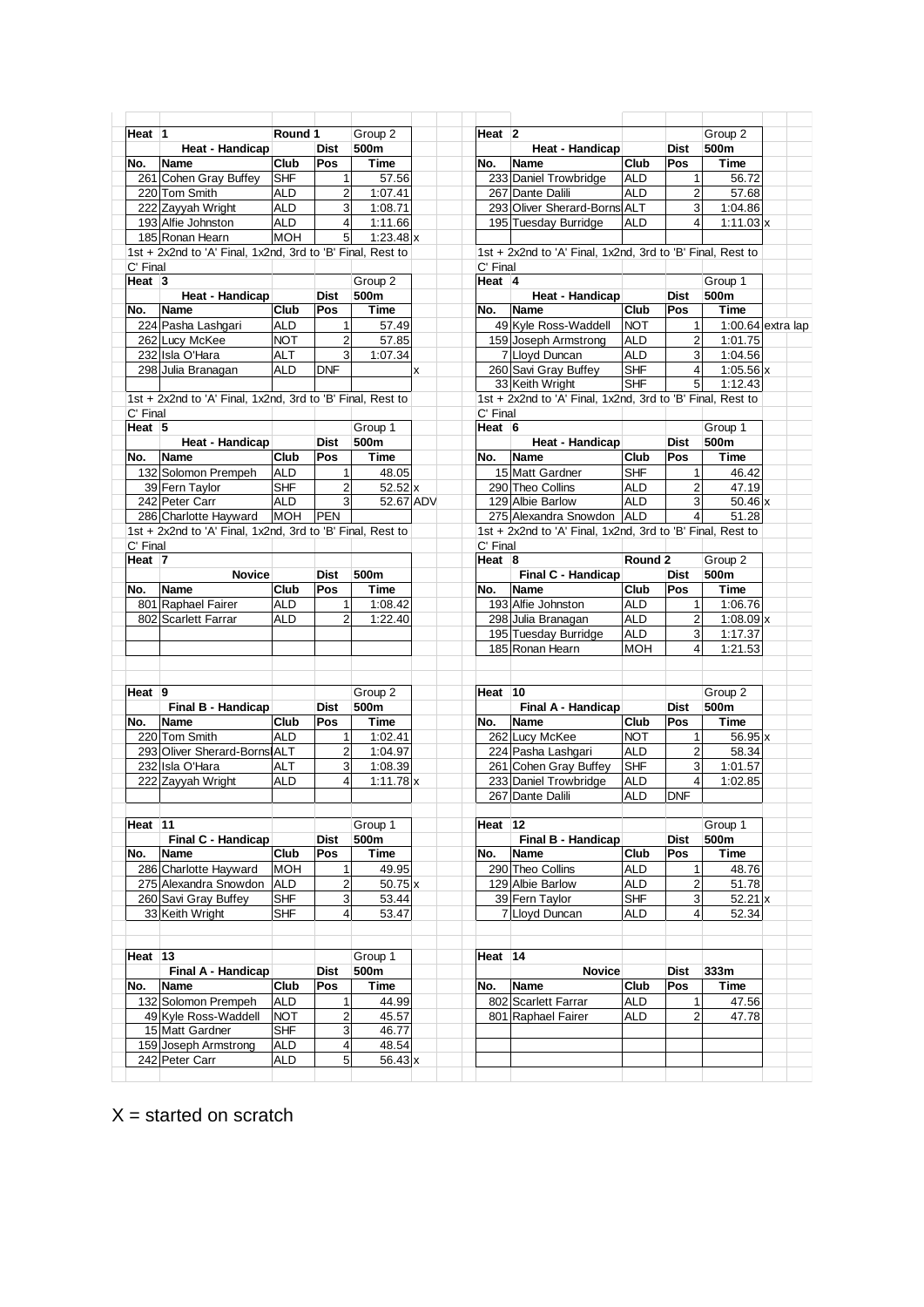### Heat 1 — Round 1 — Group 2

| No. | Name | Club | Pos | Time | |
|---|---|---|---|---|---|
| | Heat - Handicap | | Dist | 500m | |
| 261 | Cohen Gray Buffey | SHF | 1 | 57.56 | |
| 220 | Tom Smith | ALD | 2 | 1:07.41 | |
| 222 | Zayyah Wright | ALD | 3 | 1:08.71 | |
| 193 | Alfie Johnston | ALD | 4 | 1:11.66 | |
| 185 | Ronan Hearn | MOH | 5 | 1:23.48 | x |

1st + 2x2nd to 'A' Final, 1x2nd, 3rd to 'B' Final, Rest to C' Final

### Heat 2 — Group 2

| No. | Name | Club | Pos | Time | |
|---|---|---|---|---|---|
| | Heat - Handicap | | Dist | 500m | |
| 233 | Daniel Trowbridge | ALD | 1 | 56.72 | |
| 267 | Dante Dalili | ALD | 2 | 57.68 | |
| 293 | Oliver Sherard-Borns | ALT | 3 | 1:04.86 | |
| 195 | Tuesday Burridge | ALD | 4 | 1:11.03 | x |

1st + 2x2nd to 'A' Final, 1x2nd, 3rd to 'B' Final, Rest to C' Final

### Heat 3 — Group 2

| No. | Name | Club | Pos | Time | |
|---|---|---|---|---|---|
| | Heat - Handicap | | Dist | 500m | |
| 224 | Pasha Lashgari | ALD | 1 | 57.49 | |
| 262 | Lucy McKee | NOT | 2 | 57.85 | |
| 232 | Isla O'Hara | ALT | 3 | 1:07.34 | |
| 298 | Julia Branagan | ALD | DNF | | x |

1st + 2x2nd to 'A' Final, 1x2nd, 3rd to 'B' Final, Rest to C' Final

### Heat 4 — Group 1

| No. | Name | Club | Pos | Time | |
|---|---|---|---|---|---|
| | Heat - Handicap | | Dist | 500m | |
| 49 | Kyle Ross-Waddell | NOT | 1 | 1:00.64 | extra lap |
| 159 | Joseph Armstrong | ALD | 2 | 1:01.75 | |
| 7 | Lloyd Duncan | ALD | 3 | 1:04.56 | |
| 260 | Savi Gray Buffey | SHF | 4 | 1:05.56 | x |
| 33 | Keith Wright | SHF | 5 | 1:12.43 | |

1st + 2x2nd to 'A' Final, 1x2nd, 3rd to 'B' Final, Rest to C' Final

### Heat 5 — Group 1

| No. | Name | Club | Pos | Time | |
|---|---|---|---|---|---|
| | Heat - Handicap | | Dist | 500m | |
| 132 | Solomon Prempeh | ALD | 1 | 48.05 | |
| 39 | Fern Taylor | SHF | 2 | 52.52 | x |
| 242 | Peter Carr | ALD | 3 | 52.67 | ADV |
| 286 | Charlotte Hayward | MOH | PEN | | |

1st + 2x2nd to 'A' Final, 1x2nd, 3rd to 'B' Final, Rest to C' Final

### Heat 6 — Group 1

| No. | Name | Club | Pos | Time | |
|---|---|---|---|---|---|
| | Heat - Handicap | | Dist | 500m | |
| 15 | Matt Gardner | SHF | 1 | 46.42 | |
| 290 | Theo Collins | ALD | 2 | 47.19 | |
| 129 | Albie Barlow | ALD | 3 | 50.46 | x |
| 275 | Alexandra Snowdon | ALD | 4 | 51.28 | |

1st + 2x2nd to 'A' Final, 1x2nd, 3rd to 'B' Final, Rest to C' Final

### Heat 7

| No. | Name | Club | Pos | Time |
|---|---|---|---|---|
| | Novice | | Dist | 500m |
| 801 | Raphael Fairer | ALD | 1 | 1:08.42 |
| 802 | Scarlett Farrar | ALD | 2 | 1:22.40 |

### Heat 8 — Round 2 — Group 2

| No. | Name | Club | Pos | Time | |
|---|---|---|---|---|---|
| | Final C - Handicap | | Dist | 500m | |
| 193 | Alfie Johnston | ALD | 1 | 1:06.76 | |
| 298 | Julia Branagan | ALD | 2 | 1:08.09 | x |
| 195 | Tuesday Burridge | ALD | 3 | 1:17.37 | |
| 185 | Ronan Hearn | MOH | 4 | 1:21.53 | |

### Heat 9 — Group 2

| No. | Name | Club | Pos | Time | |
|---|---|---|---|---|---|
| | Final B - Handicap | | Dist | 500m | |
| 220 | Tom Smith | ALD | 1 | 1:02.41 | |
| 293 | Oliver Sherard-Borns | ALT | 2 | 1:04.97 | |
| 232 | Isla O'Hara | ALT | 3 | 1:08.39 | |
| 222 | Zayyah Wright | ALD | 4 | 1:11.78 | x |

### Heat 10 — Group 2

| No. | Name | Club | Pos | Time | |
|---|---|---|---|---|---|
| | Final A - Handicap | | Dist | 500m | |
| 262 | Lucy McKee | NOT | 1 | 56.95 | x |
| 224 | Pasha Lashgari | ALD | 2 | 58.34 | |
| 261 | Cohen Gray Buffey | SHF | 3 | 1:01.57 | |
| 233 | Daniel Trowbridge | ALD | 4 | 1:02.85 | |
| 267 | Dante Dalili | ALD | DNF | | |

### Heat 11 — Group 1

| No. | Name | Club | Pos | Time | |
|---|---|---|---|---|---|
| | Final C - Handicap | | Dist | 500m | |
| 286 | Charlotte Hayward | MOH | 1 | 49.95 | |
| 275 | Alexandra Snowdon | ALD | 2 | 50.75 | x |
| 260 | Savi Gray Buffey | SHF | 3 | 53.44 | |
| 33 | Keith Wright | SHF | 4 | 53.47 | |

### Heat 12 — Group 1

| No. | Name | Club | Pos | Time | |
|---|---|---|---|---|---|
| | Final B - Handicap | | Dist | 500m | |
| 290 | Theo Collins | ALD | 1 | 48.76 | |
| 129 | Albie Barlow | ALD | 2 | 51.78 | |
| 39 | Fern Taylor | SHF | 3 | 52.21 | x |
| 7 | Lloyd Duncan | ALD | 4 | 52.34 | |

### Heat 13 — Group 1

| No. | Name | Club | Pos | Time | |
|---|---|---|---|---|---|
| | Final A - Handicap | | Dist | 500m | |
| 132 | Solomon Prempeh | ALD | 1 | 44.99 | |
| 49 | Kyle Ross-Waddell | NOT | 2 | 45.57 | |
| 15 | Matt Gardner | SHF | 3 | 46.77 | |
| 159 | Joseph Armstrong | ALD | 4 | 48.54 | |
| 242 | Peter Carr | ALD | 5 | 56.43 | x |

### Heat 14

| No. | Name | Club | Pos | Time |
|---|---|---|---|---|
| | Novice | | Dist | 333m |
| 802 | Scarlett Farrar | ALD | 1 | 47.56 |
| 801 | Raphael Fairer | ALD | 2 | 47.78 |

X = started on scratch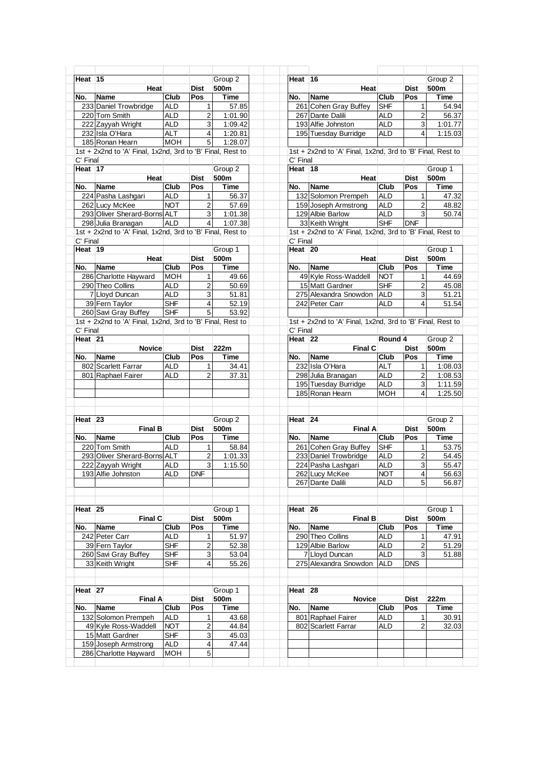| Heat | 15 | | | Group 2 |
|---|---|---|---|---|
| | Heat | | Dist | 500m |
| No. | Name | Club | Pos | Time |
| 233 | Daniel Trowbridge | ALD | 1 | 57.85 |
| 220 | Tom Smith | ALD | 2 | 1:01.90 |
| 222 | Zayyah Wright | ALD | 3 | 1:09.42 |
| 232 | Isla O'Hara | ALT | 4 | 1:20.81 |
| 185 | Ronan Hearn | MOH | 5 | 1:28.07 |

1st + 2x2nd to 'A' Final, 1x2nd, 3rd to 'B' Final, Rest to C' Final

| Heat | 16 | | | Group 2 |
|---|---|---|---|---|
| | Heat | | Dist | 500m |
| No. | Name | Club | Pos | Time |
| 261 | Cohen Gray Buffey | SHF | 1 | 54.94 |
| 267 | Dante Dalili | ALD | 2 | 56.37 |
| 193 | Alfie Johnston | ALD | 3 | 1:01.77 |
| 195 | Tuesday Burridge | ALD | 4 | 1:15.03 |

1st + 2x2nd to 'A' Final, 1x2nd, 3rd to 'B' Final, Rest to C' Final

| Heat | 17 | | | Group 2 |
|---|---|---|---|---|
| | Heat | | Dist | 500m |
| No. | Name | Club | Pos | Time |
| 224 | Pasha Lashgari | ALD | 1 | 56.37 |
| 262 | Lucy McKee | NOT | 2 | 57.69 |
| 293 | Oliver Sherard-Borns | ALT | 3 | 1:01.38 |
| 298 | Julia Branagan | ALD | 4 | 1:07.38 |

1st + 2x2nd to 'A' Final, 1x2nd, 3rd to 'B' Final, Rest to C' Final

| Heat | 18 | | | Group 1 |
|---|---|---|---|---|
| | Heat | | Dist | 500m |
| No. | Name | Club | Pos | Time |
| 132 | Solomon Prempeh | ALD | 1 | 47.32 |
| 159 | Joseph Armstrong | ALD | 2 | 48.82 |
| 129 | Albie Barlow | ALD | 3 | 50.74 |
| 33 | Keith Wright | SHF | DNF | |

1st + 2x2nd to 'A' Final, 1x2nd, 3rd to 'B' Final, Rest to C' Final

| Heat | 19 | | | Group 1 |
|---|---|---|---|---|
| | Heat | | Dist | 500m |
| No. | Name | Club | Pos | Time |
| 286 | Charlotte Hayward | MOH | 1 | 49.66 |
| 290 | Theo Collins | ALD | 2 | 50.69 |
| 7 | Lloyd Duncan | ALD | 3 | 51.81 |
| 39 | Fern Taylor | SHF | 4 | 52.19 |
| 260 | Savi Gray Buffey | SHF | 5 | 53.92 |

1st + 2x2nd to 'A' Final, 1x2nd, 3rd to 'B' Final, Rest to C' Final

| Heat | 20 | | | Group 1 |
|---|---|---|---|---|
| | Heat | | Dist | 500m |
| No. | Name | Club | Pos | Time |
| 49 | Kyle Ross-Waddell | NOT | 1 | 44.69 |
| 15 | Matt Gardner | SHF | 2 | 45.08 |
| 275 | Alexandra Snowdon | ALD | 3 | 51.21 |
| 242 | Peter Carr | ALD | 4 | 51.54 |

1st + 2x2nd to 'A' Final, 1x2nd, 3rd to 'B' Final, Rest to C' Final

| Heat | 21 | | | |
|---|---|---|---|---|
| | Novice | | Dist | 222m |
| No. | Name | Club | Pos | Time |
| 802 | Scarlett Farrar | ALD | 1 | 34.41 |
| 801 | Raphael Fairer | ALD | 2 | 37.31 |

| Heat | 22 | Round 4 | | Group 2 |
|---|---|---|---|---|
| | Final C | | Dist | 500m |
| No. | Name | Club | Pos | Time |
| 232 | Isla O'Hara | ALT | 1 | 1:08.03 |
| 298 | Julia Branagan | ALD | 2 | 1:08.53 |
| 195 | Tuesday Burridge | ALD | 3 | 1:11.59 |
| 185 | Ronan Hearn | MOH | 4 | 1:25.50 |

| Heat | 23 | | | Group 2 |
|---|---|---|---|---|
| | Final B | | Dist | 500m |
| No. | Name | Club | Pos | Time |
| 220 | Tom Smith | ALD | 1 | 58.84 |
| 293 | Oliver Sherard-Borns | ALT | 2 | 1:01.33 |
| 222 | Zayyah Wright | ALD | 3 | 1:15.50 |
| 193 | Alfie Johnston | ALD | DNF | |

| Heat | 24 | | | Group 2 |
|---|---|---|---|---|
| | Final A | | Dist | 500m |
| No. | Name | Club | Pos | Time |
| 261 | Cohen Gray Buffey | SHF | 1 | 53.75 |
| 233 | Daniel Trowbridge | ALD | 2 | 54.45 |
| 224 | Pasha Lashgari | ALD | 3 | 55.47 |
| 262 | Lucy McKee | NOT | 4 | 56.63 |
| 267 | Dante Dalili | ALD | 5 | 56.87 |

| Heat | 25 | | | Group 1 |
|---|---|---|---|---|
| | Final C | | Dist | 500m |
| No. | Name | Club | Pos | Time |
| 242 | Peter Carr | ALD | 1 | 51.97 |
| 39 | Fern Taylor | SHF | 2 | 52.38 |
| 260 | Savi Gray Buffey | SHF | 3 | 53.04 |
| 33 | Keith Wright | SHF | 4 | 55.26 |

| Heat | 26 | | | Group 1 |
|---|---|---|---|---|
| | Final B | | Dist | 500m |
| No. | Name | Club | Pos | Time |
| 290 | Theo Collins | ALD | 1 | 47.91 |
| 129 | Albie Barlow | ALD | 2 | 51.29 |
| 7 | Lloyd Duncan | ALD | 3 | 51.88 |
| 275 | Alexandra Snowdon | ALD | DNS | |

| Heat | 27 | | | Group 1 |
|---|---|---|---|---|
| | Final A | | Dist | 500m |
| No. | Name | Club | Pos | Time |
| 132 | Solomon Prempeh | ALD | 1 | 43.68 |
| 49 | Kyle Ross-Waddell | NOT | 2 | 44.84 |
| 15 | Matt Gardner | SHF | 3 | 45.03 |
| 159 | Joseph Armstrong | ALD | 4 | 47.44 |
| 286 | Charlotte Hayward | MOH | 5 | |

| Heat | 28 | | | |
|---|---|---|---|---|
| | Novice | | Dist | 222m |
| No. | Name | Club | Pos | Time |
| 801 | Raphael Fairer | ALD | 1 | 30.91 |
| 802 | Scarlett Farrar | ALD | 2 | 32.03 |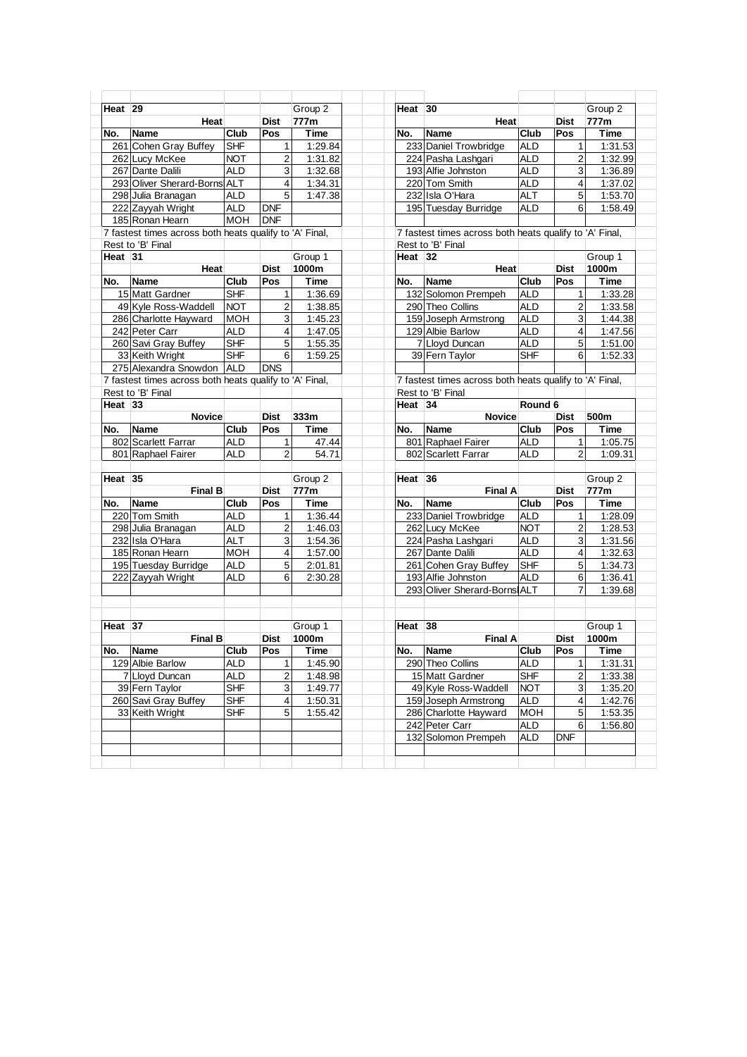## Heat 29

| Heat | | Group 2 | |
|---|---|---|---|
| | **Heat** | **Dist** | **777m** |
| **No.** | **Name** | **Club** | **Pos** | **Time** |

| No. | Name | Club | Pos | Time |
|---|---|---|---|---|
| 261 | Cohen Gray Buffey | SHF | 1 | 1:29.84 |
| 262 | Lucy McKee | NOT | 2 | 1:31.82 |
| 267 | Dante Dalili | ALD | 3 | 1:32.68 |
| 293 | Oliver Sherard-Borns | ALT | 4 | 1:34.31 |
| 298 | Julia Branagan | ALD | 5 | 1:47.38 |
| 222 | Zayyah Wright | ALD | DNF | |
| 185 | Ronan Hearn | MOH | DNF | |

Heat — Dist 777m — Group 2

7 fastest times across both heats qualify to 'A' Final, Rest to 'B' Final

## Heat 30

Heat — Dist 777m — Group 2

| No. | Name | Club | Pos | Time |
|---|---|---|---|---|
| 233 | Daniel Trowbridge | ALD | 1 | 1:31.53 |
| 224 | Pasha Lashgari | ALD | 2 | 1:32.99 |
| 193 | Alfie Johnston | ALD | 3 | 1:36.89 |
| 220 | Tom Smith | ALD | 4 | 1:37.02 |
| 232 | Isla O'Hara | ALT | 5 | 1:53.70 |
| 195 | Tuesday Burridge | ALD | 6 | 1:58.49 |

7 fastest times across both heats qualify to 'A' Final, Rest to 'B' Final

## Heat 31

Heat — Dist 1000m — Group 1

| No. | Name | Club | Pos | Time |
|---|---|---|---|---|
| 15 | Matt Gardner | SHF | 1 | 1:36.69 |
| 49 | Kyle Ross-Waddell | NOT | 2 | 1:38.85 |
| 286 | Charlotte Hayward | MOH | 3 | 1:45.23 |
| 242 | Peter Carr | ALD | 4 | 1:47.05 |
| 260 | Savi Gray Buffey | SHF | 5 | 1:55.35 |
| 33 | Keith Wright | SHF | 6 | 1:59.25 |
| 275 | Alexandra Snowdon | ALD | DNS | |

7 fastest times across both heats qualify to 'A' Final, Rest to 'B' Final

## Heat 32

Heat — Dist 1000m — Group 1

| No. | Name | Club | Pos | Time |
|---|---|---|---|---|
| 132 | Solomon Prempeh | ALD | 1 | 1:33.28 |
| 290 | Theo Collins | ALD | 2 | 1:33.58 |
| 159 | Joseph Armstrong | ALD | 3 | 1:44.38 |
| 129 | Albie Barlow | ALD | 4 | 1:47.56 |
| 7 | Lloyd Duncan | ALD | 5 | 1:51.00 |
| 39 | Fern Taylor | SHF | 6 | 1:52.33 |

7 fastest times across both heats qualify to 'A' Final, Rest to 'B' Final

## Heat 33

Novice — Dist 333m

| No. | Name | Club | Pos | Time |
|---|---|---|---|---|
| 802 | Scarlett Farrar | ALD | 1 | 47.44 |
| 801 | Raphael Fairer | ALD | 2 | 54.71 |

## Heat 34 — Round 6

Novice — Dist 500m

| No. | Name | Club | Pos | Time |
|---|---|---|---|---|
| 801 | Raphael Fairer | ALD | 1 | 1:05.75 |
| 802 | Scarlett Farrar | ALD | 2 | 1:09.31 |

## Heat 35

Final B — Dist 777m — Group 2

| No. | Name | Club | Pos | Time |
|---|---|---|---|---|
| 220 | Tom Smith | ALD | 1 | 1:36.44 |
| 298 | Julia Branagan | ALD | 2 | 1:46.03 |
| 232 | Isla O'Hara | ALT | 3 | 1:54.36 |
| 185 | Ronan Hearn | MOH | 4 | 1:57.00 |
| 195 | Tuesday Burridge | ALD | 5 | 2:01.81 |
| 222 | Zayyah Wright | ALD | 6 | 2:30.28 |

## Heat 36

Final A — Dist 777m — Group 2

| No. | Name | Club | Pos | Time |
|---|---|---|---|---|
| 233 | Daniel Trowbridge | ALD | 1 | 1:28.09 |
| 262 | Lucy McKee | NOT | 2 | 1:28.53 |
| 224 | Pasha Lashgari | ALD | 3 | 1:31.56 |
| 267 | Dante Dalili | ALD | 4 | 1:32.63 |
| 261 | Cohen Gray Buffey | SHF | 5 | 1:34.73 |
| 193 | Alfie Johnston | ALD | 6 | 1:36.41 |
| 293 | Oliver Sherard-Borns | ALT | 7 | 1:39.68 |

## Heat 37

Final B — Dist 1000m — Group 1

| No. | Name | Club | Pos | Time |
|---|---|---|---|---|
| 129 | Albie Barlow | ALD | 1 | 1:45.90 |
| 7 | Lloyd Duncan | ALD | 2 | 1:48.98 |
| 39 | Fern Taylor | SHF | 3 | 1:49.77 |
| 260 | Savi Gray Buffey | SHF | 4 | 1:50.31 |
| 33 | Keith Wright | SHF | 5 | 1:55.42 |

## Heat 38

Final A — Dist 1000m — Group 1

| No. | Name | Club | Pos | Time |
|---|---|---|---|---|
| 290 | Theo Collins | ALD | 1 | 1:31.31 |
| 15 | Matt Gardner | SHF | 2 | 1:33.38 |
| 49 | Kyle Ross-Waddell | NOT | 3 | 1:35.20 |
| 159 | Joseph Armstrong | ALD | 4 | 1:42.76 |
| 286 | Charlotte Hayward | MOH | 5 | 1:53.35 |
| 242 | Peter Carr | ALD | 6 | 1:56.80 |
| 132 | Solomon Prempeh | ALD | DNF | |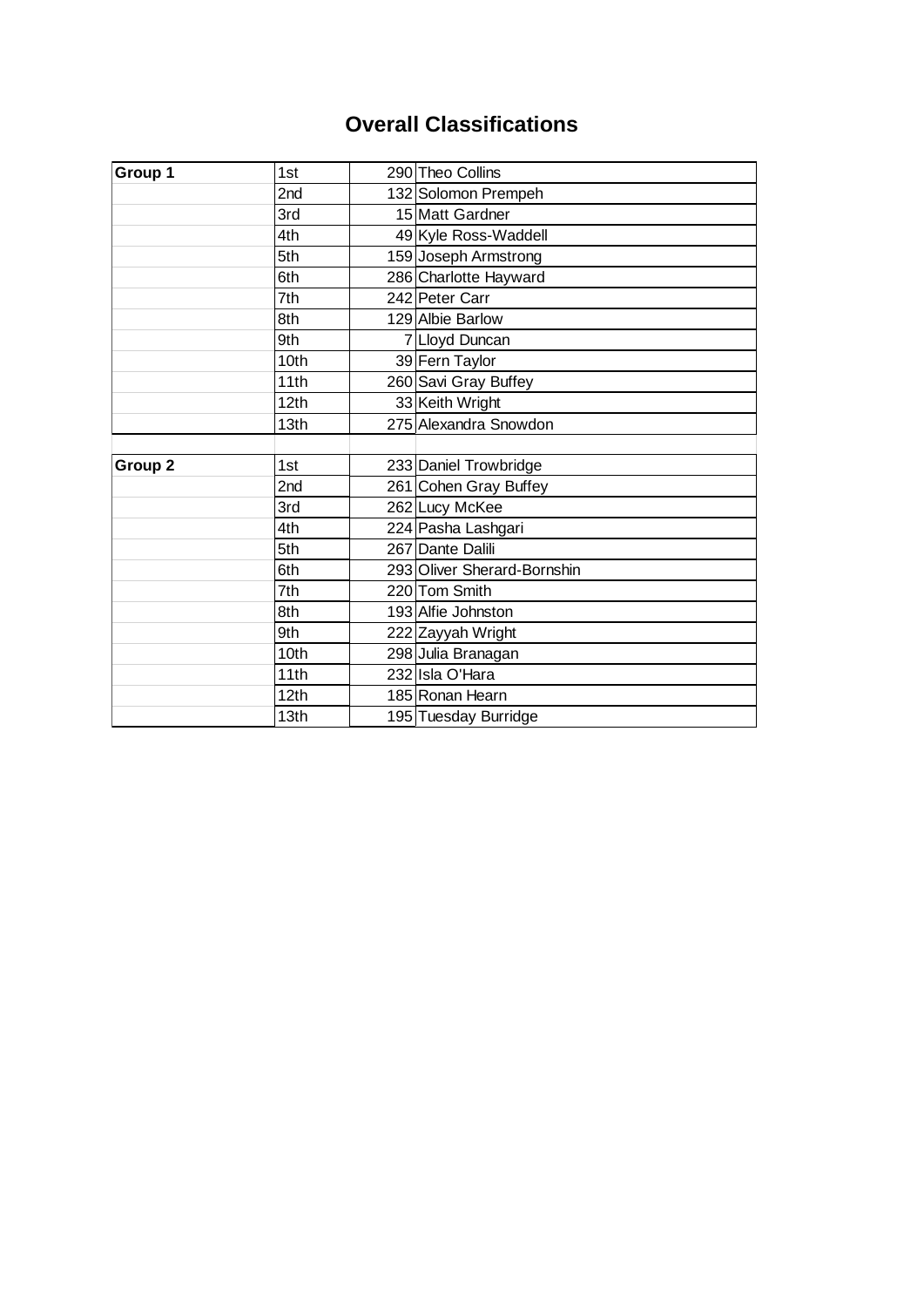# Overall Classifications

| | | | |
|---|---|---|---|
| **Group 1** | 1st | 290 | Theo Collins |
| | 2nd | 132 | Solomon Prempeh |
| | 3rd | 15 | Matt Gardner |
| | 4th | 49 | Kyle Ross-Waddell |
| | 5th | 159 | Joseph Armstrong |
| | 6th | 286 | Charlotte Hayward |
| | 7th | 242 | Peter Carr |
| | 8th | 129 | Albie Barlow |
| | 9th | 7 | Lloyd Duncan |
| | 10th | 39 | Fern Taylor |
| | 11th | 260 | Savi Gray Buffey |
| | 12th | 33 | Keith Wright |
| | 13th | 275 | Alexandra Snowdon |
| | | | |
| **Group 2** | 1st | 233 | Daniel Trowbridge |
| | 2nd | 261 | Cohen Gray Buffey |
| | 3rd | 262 | Lucy McKee |
| | 4th | 224 | Pasha Lashgari |
| | 5th | 267 | Dante Dalili |
| | 6th | 293 | Oliver Sherard-Bornshin |
| | 7th | 220 | Tom Smith |
| | 8th | 193 | Alfie Johnston |
| | 9th | 222 | Zayyah Wright |
| | 10th | 298 | Julia Branagan |
| | 11th | 232 | Isla O'Hara |
| | 12th | 185 | Ronan Hearn |
| | 13th | 195 | Tuesday Burridge |